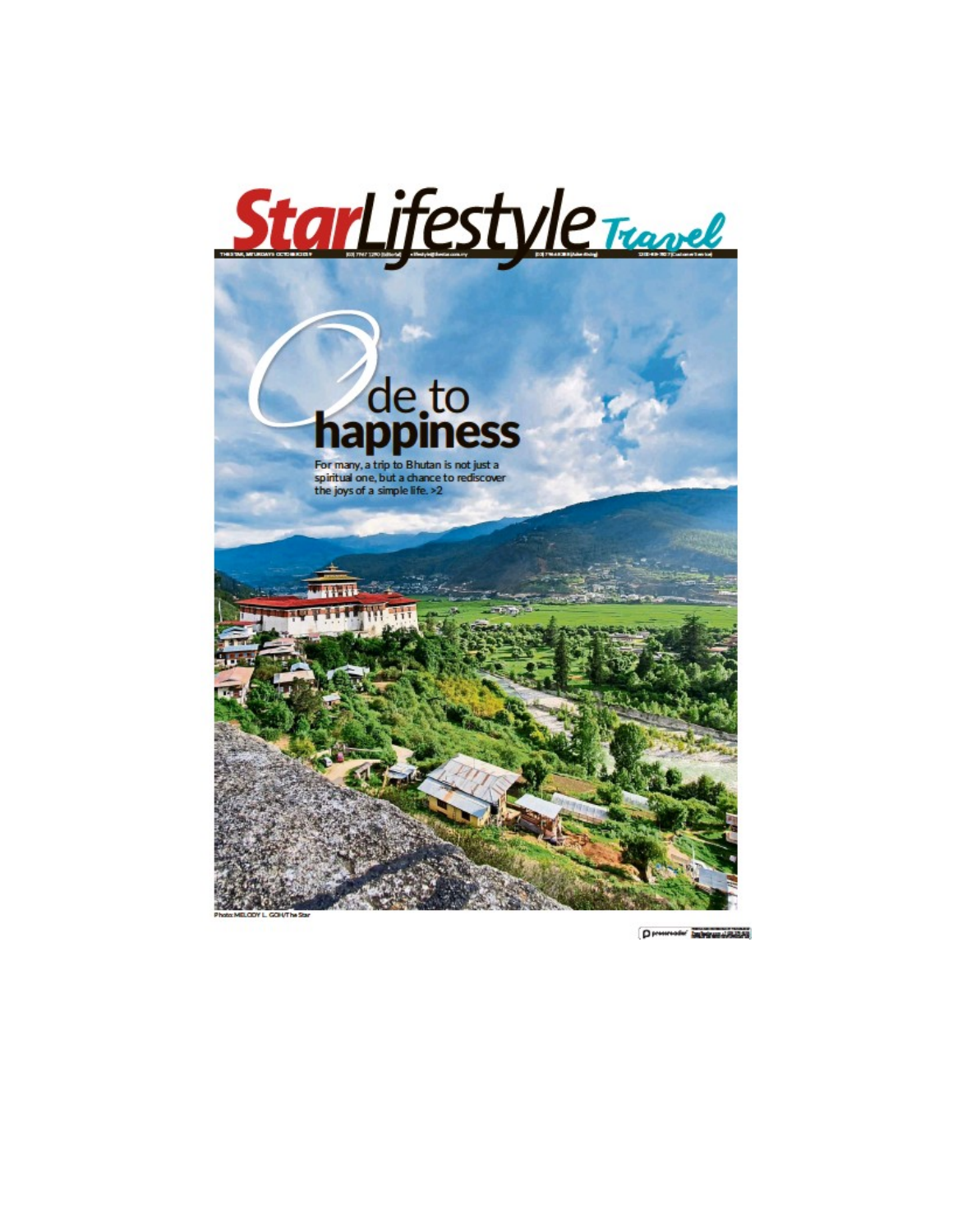# StarLifestyle Travel

THE STAR, SATURDAY 5 OCTOBER 2019

# Ode to happiness

For many, a trip to Bhutan is not just a spiritual one, but a chance to rediscover the joys of a simple life. >2

Photo: MELODY L. GOH/The Star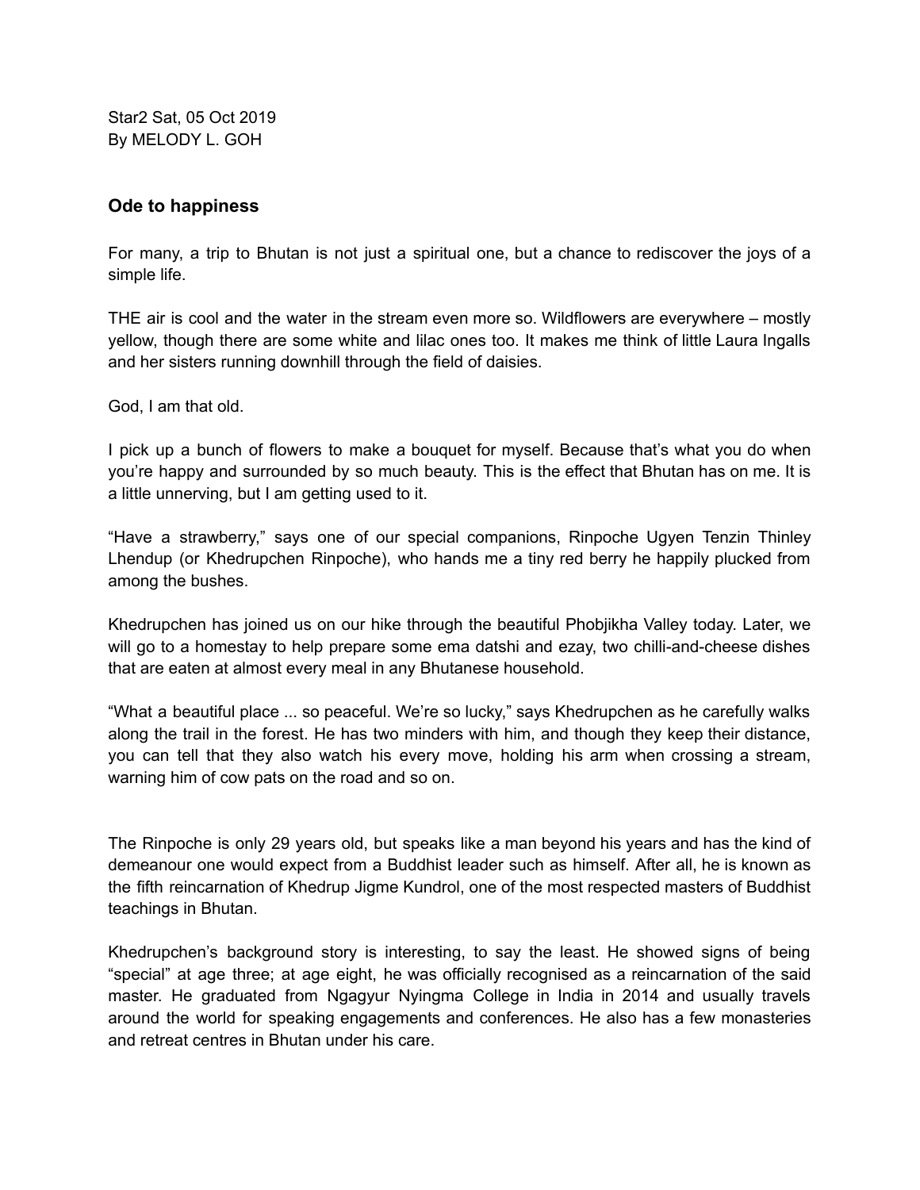Star2 Sat, 05 Oct 2019
By MELODY L. GOH

### Ode to happiness

For many, a trip to Bhutan is not just a spiritual one, but a chance to rediscover the joys of a simple life.

THE air is cool and the water in the stream even more so. Wildflowers are everywhere – mostly yellow, though there are some white and lilac ones too. It makes me think of little Laura Ingalls and her sisters running downhill through the field of daisies.

God, I am that old.

I pick up a bunch of flowers to make a bouquet for myself. Because that's what you do when you're happy and surrounded by so much beauty. This is the effect that Bhutan has on me. It is a little unnerving, but I am getting used to it.

"Have a strawberry," says one of our special companions, Rinpoche Ugyen Tenzin Thinley Lhendup (or Khedrupchen Rinpoche), who hands me a tiny red berry he happily plucked from among the bushes.

Khedrupchen has joined us on our hike through the beautiful Phobjikha Valley today. Later, we will go to a homestay to help prepare some ema datshi and ezay, two chilli-and-cheese dishes that are eaten at almost every meal in any Bhutanese household.

"What a beautiful place ... so peaceful. We're so lucky," says Khedrupchen as he carefully walks along the trail in the forest. He has two minders with him, and though they keep their distance, you can tell that they also watch his every move, holding his arm when crossing a stream, warning him of cow pats on the road and so on.

The Rinpoche is only 29 years old, but speaks like a man beyond his years and has the kind of demeanour one would expect from a Buddhist leader such as himself. After all, he is known as the fifth reincarnation of Khedrup Jigme Kundrol, one of the most respected masters of Buddhist teachings in Bhutan.

Khedrupchen's background story is interesting, to say the least. He showed signs of being "special" at age three; at age eight, he was officially recognised as a reincarnation of the said master. He graduated from Ngagyur Nyingma College in India in 2014 and usually travels around the world for speaking engagements and conferences. He also has a few monasteries and retreat centres in Bhutan under his care.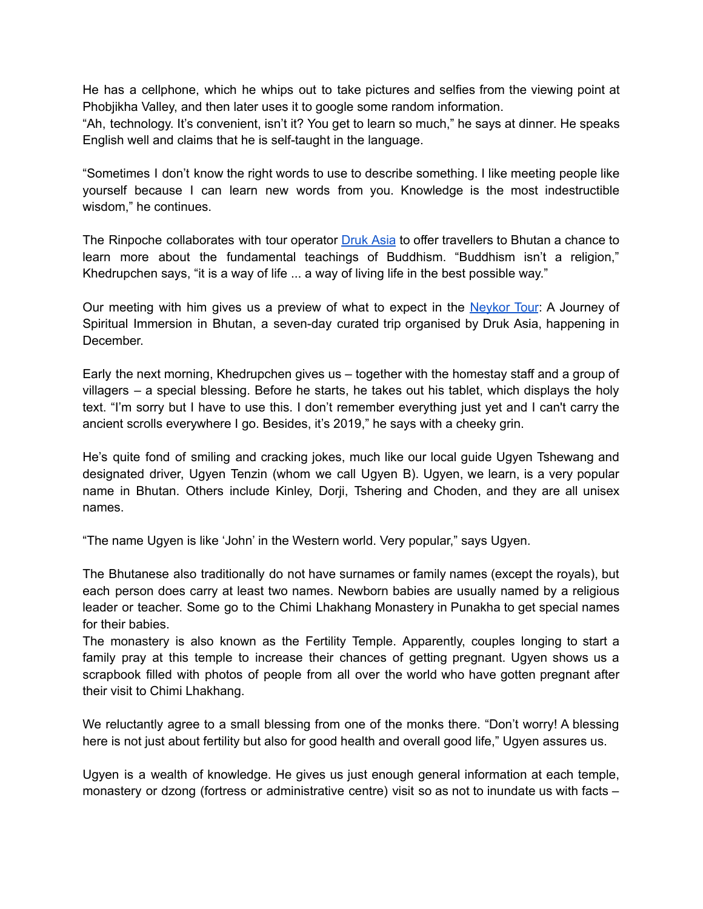He has a cellphone, which he whips out to take pictures and selfies from the viewing point at Phobjikha Valley, and then later uses it to google some random information.
"Ah, technology. It's convenient, isn't it? You get to learn so much," he says at dinner. He speaks English well and claims that he is self-taught in the language.

"Sometimes I don't know the right words to use to describe something. I like meeting people like yourself because I can learn new words from you. Knowledge is the most indestructible wisdom," he continues.

The Rinpoche collaborates with tour operator [Druk Asia]() to offer travellers to Bhutan a chance to learn more about the fundamental teachings of Buddhism. "Buddhism isn't a religion," Khedrupchen says, "it is a way of life ... a way of living life in the best possible way."

Our meeting with him gives us a preview of what to expect in the [Neykor Tour](): A Journey of Spiritual Immersion in Bhutan, a seven-day curated trip organised by Druk Asia, happening in December.

Early the next morning, Khedrupchen gives us – together with the homestay staff and a group of villagers – a special blessing. Before he starts, he takes out his tablet, which displays the holy text. "I'm sorry but I have to use this. I don't remember everything just yet and I can't carry the ancient scrolls everywhere I go. Besides, it's 2019," he says with a cheeky grin.

He's quite fond of smiling and cracking jokes, much like our local guide Ugyen Tshewang and designated driver, Ugyen Tenzin (whom we call Ugyen B). Ugyen, we learn, is a very popular name in Bhutan. Others include Kinley, Dorji, Tshering and Choden, and they are all unisex names.

"The name Ugyen is like 'John' in the Western world. Very popular," says Ugyen.

The Bhutanese also traditionally do not have surnames or family names (except the royals), but each person does carry at least two names. Newborn babies are usually named by a religious leader or teacher. Some go to the Chimi Lhakhang Monastery in Punakha to get special names for their babies.
The monastery is also known as the Fertility Temple. Apparently, couples longing to start a family pray at this temple to increase their chances of getting pregnant. Ugyen shows us a scrapbook filled with photos of people from all over the world who have gotten pregnant after their visit to Chimi Lhakhang.

We reluctantly agree to a small blessing from one of the monks there. "Don't worry! A blessing here is not just about fertility but also for good health and overall good life," Ugyen assures us.

Ugyen is a wealth of knowledge. He gives us just enough general information at each temple, monastery or dzong (fortress or administrative centre) visit so as not to inundate us with facts –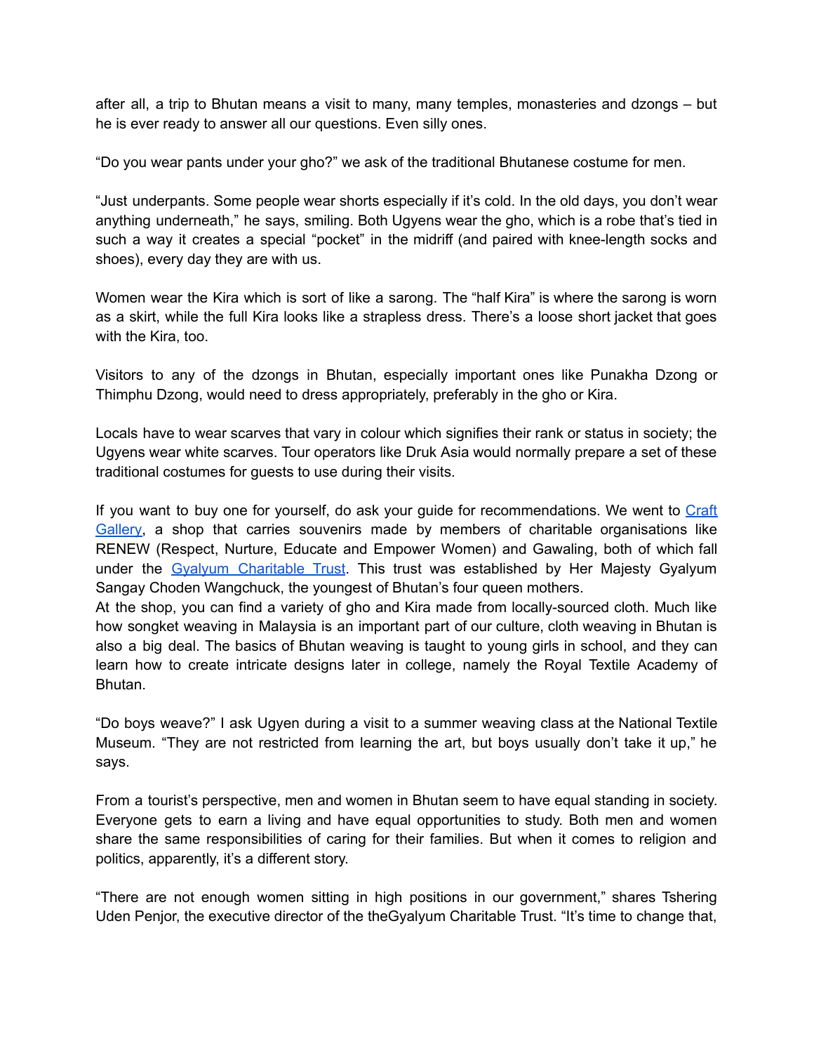after all, a trip to Bhutan means a visit to many, many temples, monasteries and dzongs – but he is ever ready to answer all our questions. Even silly ones.

"Do you wear pants under your gho?" we ask of the traditional Bhutanese costume for men.

"Just underpants. Some people wear shorts especially if it's cold. In the old days, you don't wear anything underneath," he says, smiling. Both Ugyens wear the gho, which is a robe that's tied in such a way it creates a special "pocket" in the midriff (and paired with knee-length socks and shoes), every day they are with us.

Women wear the Kira which is sort of like a sarong. The "half Kira" is where the sarong is worn as a skirt, while the full Kira looks like a strapless dress. There's a loose short jacket that goes with the Kira, too.

Visitors to any of the dzongs in Bhutan, especially important ones like Punakha Dzong or Thimphu Dzong, would need to dress appropriately, preferably in the gho or Kira.

Locals have to wear scarves that vary in colour which signifies their rank or status in society; the Ugyens wear white scarves. Tour operators like Druk Asia would normally prepare a set of these traditional costumes for guests to use during their visits.

If you want to buy one for yourself, do ask your guide for recommendations. We went to [Craft Gallery](), a shop that carries souvenirs made by members of charitable organisations like RENEW (Respect, Nurture, Educate and Empower Women) and Gawaling, both of which fall under the [Gyalyum Charitable Trust](). This trust was established by Her Majesty Gyalyum Sangay Choden Wangchuck, the youngest of Bhutan's four queen mothers.
At the shop, you can find a variety of gho and Kira made from locally-sourced cloth. Much like how songket weaving in Malaysia is an important part of our culture, cloth weaving in Bhutan is also a big deal. The basics of Bhutan weaving is taught to young girls in school, and they can learn how to create intricate designs later in college, namely the Royal Textile Academy of Bhutan.

"Do boys weave?" I ask Ugyen during a visit to a summer weaving class at the National Textile Museum. "They are not restricted from learning the art, but boys usually don't take it up," he says.

From a tourist's perspective, men and women in Bhutan seem to have equal standing in society. Everyone gets to earn a living and have equal opportunities to study. Both men and women share the same responsibilities of caring for their families. But when it comes to religion and politics, apparently, it's a different story.

"There are not enough women sitting in high positions in our government," shares Tshering Uden Penjor, the executive director of the theGyalyum Charitable Trust. "It's time to change that,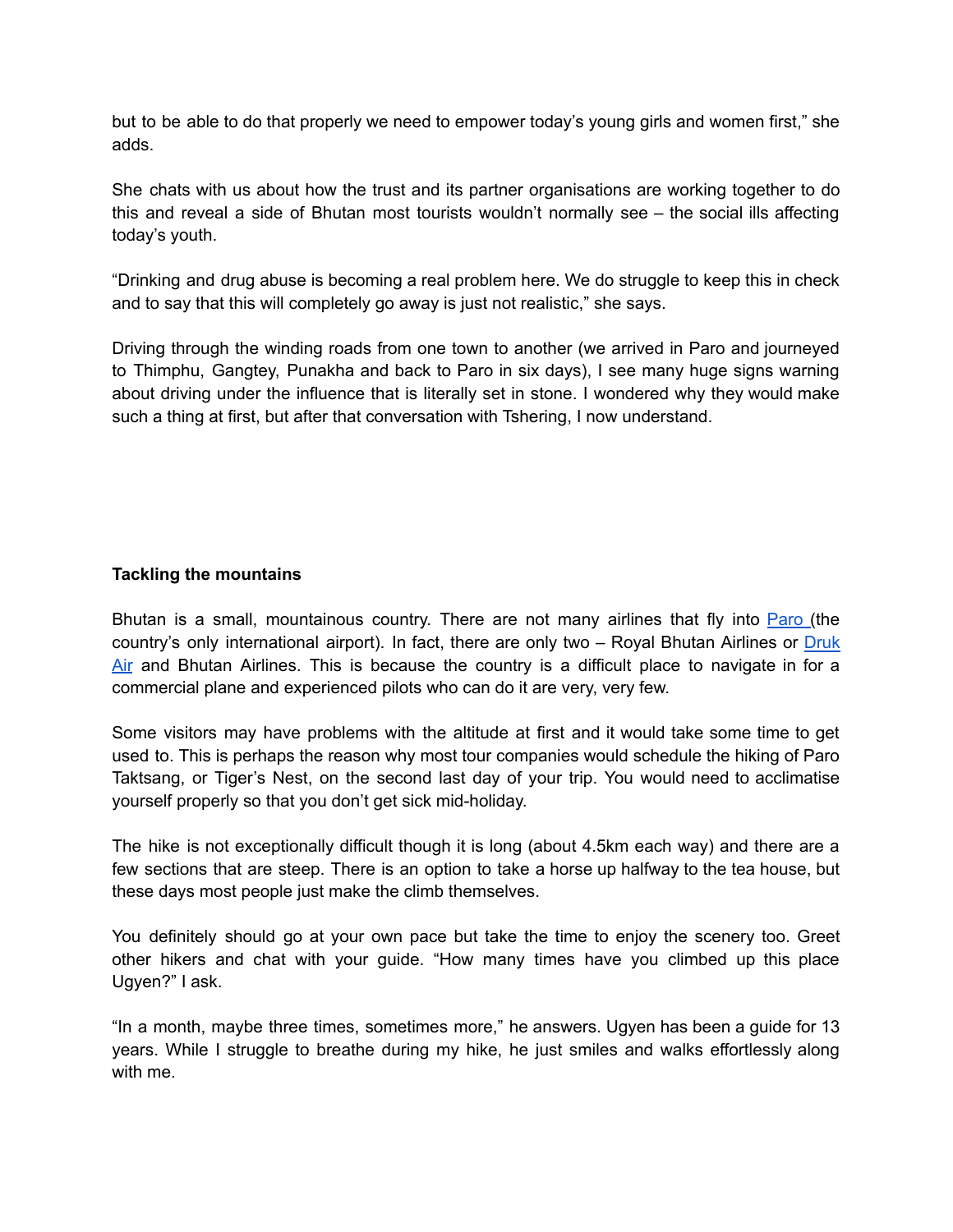but to be able to do that properly we need to empower today's young girls and women first," she adds.

She chats with us about how the trust and its partner organisations are working together to do this and reveal a side of Bhutan most tourists wouldn't normally see – the social ills affecting today's youth.

"Drinking and drug abuse is becoming a real problem here. We do struggle to keep this in check and to say that this will completely go away is just not realistic," she says.

Driving through the winding roads from one town to another (we arrived in Paro and journeyed to Thimphu, Gangtey, Punakha and back to Paro in six days), I see many huge signs warning about driving under the influence that is literally set in stone. I wondered why they would make such a thing at first, but after that conversation with Tshering, I now understand.

**Tackling the mountains**

Bhutan is a small, mountainous country. There are not many airlines that fly into [Paro ](#)(the country's only international airport). In fact, there are only two – Royal Bhutan Airlines or [Druk Air](#) and Bhutan Airlines. This is because the country is a difficult place to navigate in for a commercial plane and experienced pilots who can do it are very, very few.

Some visitors may have problems with the altitude at first and it would take some time to get used to. This is perhaps the reason why most tour companies would schedule the hiking of Paro Taktsang, or Tiger's Nest, on the second last day of your trip. You would need to acclimatise yourself properly so that you don't get sick mid-holiday.

The hike is not exceptionally difficult though it is long (about 4.5km each way) and there are a few sections that are steep. There is an option to take a horse up halfway to the tea house, but these days most people just make the climb themselves.

You definitely should go at your own pace but take the time to enjoy the scenery too. Greet other hikers and chat with your guide. "How many times have you climbed up this place Ugyen?" I ask.

"In a month, maybe three times, sometimes more," he answers. Ugyen has been a guide for 13 years. While I struggle to breathe during my hike, he just smiles and walks effortlessly along with me.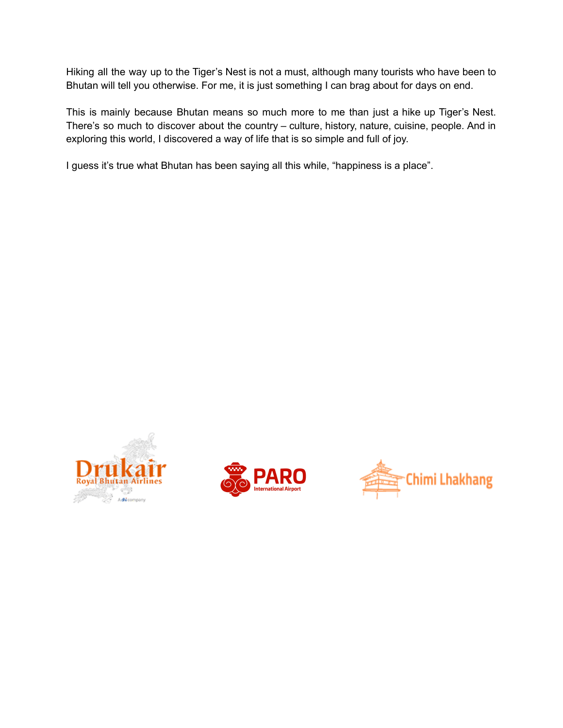Hiking all the way up to the Tiger's Nest is not a must, although many tourists who have been to Bhutan will tell you otherwise. For me, it is just something I can brag about for days on end.

This is mainly because Bhutan means so much more to me than just a hike up Tiger's Nest. There's so much to discover about the country – culture, history, nature, cuisine, people. And in exploring this world, I discovered a way of life that is so simple and full of joy.

I guess it's true what Bhutan has been saying all this while, "happiness is a place".

Drukair
Royal Bhutan Airlines

PARO
International Airport

Chimi Lhakhang